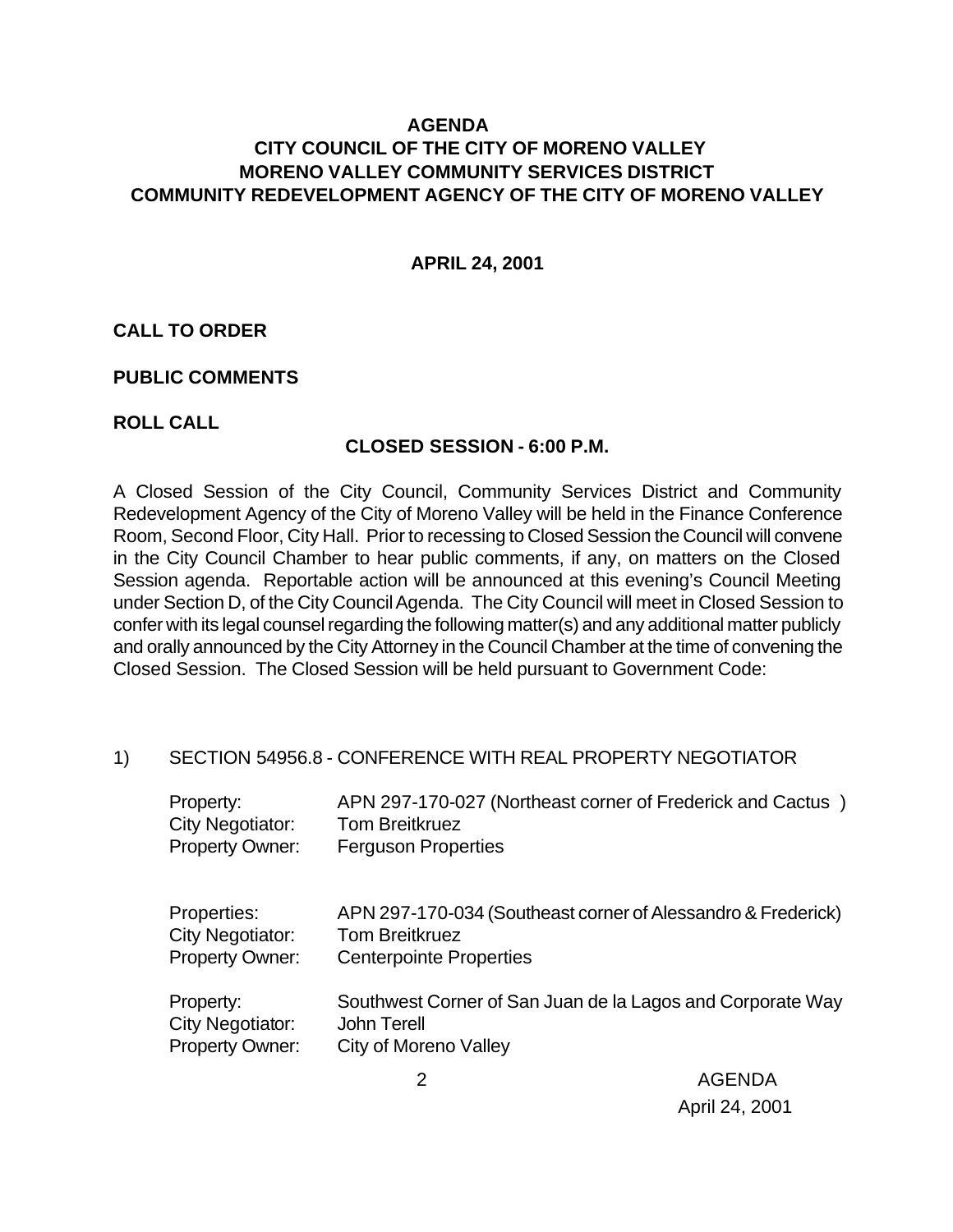# AGENDA
# CITY COUNCIL OF THE CITY OF MORENO VALLEY
# MORENO VALLEY COMMUNITY SERVICES DISTRICT
# COMMUNITY REDEVELOPMENT AGENCY OF THE CITY OF MORENO VALLEY

**APRIL 24, 2001**

**CALL TO ORDER**

**PUBLIC COMMENTS**

**ROLL CALL**

## CLOSED SESSION - 6:00 P.M.

A Closed Session of the City Council, Community Services District and Community Redevelopment Agency of the City of Moreno Valley will be held in the Finance Conference Room, Second Floor, City Hall. Prior to recessing to Closed Session the Council will convene in the City Council Chamber to hear public comments, if any, on matters on the Closed Session agenda. Reportable action will be announced at this evening's Council Meeting under Section D, of the City Council Agenda. The City Council will meet in Closed Session to confer with its legal counsel regarding the following matter(s) and any additional matter publicly and orally announced by the City Attorney in the Council Chamber at the time of convening the Closed Session. The Closed Session will be held pursuant to Government Code:

1) SECTION 54956.8 - CONFERENCE WITH REAL PROPERTY NEGOTIATOR

| | |
|---|---|
| Property: | APN 297-170-027 (Northeast corner of Frederick and Cactus ) |
| City Negotiator: | Tom Breitkruez |
| Property Owner: | Ferguson Properties |

| | |
|---|---|
| Properties: | APN 297-170-034 (Southeast corner of Alessandro & Frederick) |
| City Negotiator: | Tom Breitkruez |
| Property Owner: | Centerpointe Properties |

| | |
|---|---|
| Property: | Southwest Corner of San Juan de la Lagos and Corporate Way |
| City Negotiator: | John Terell |
| Property Owner: | City of Moreno Valley |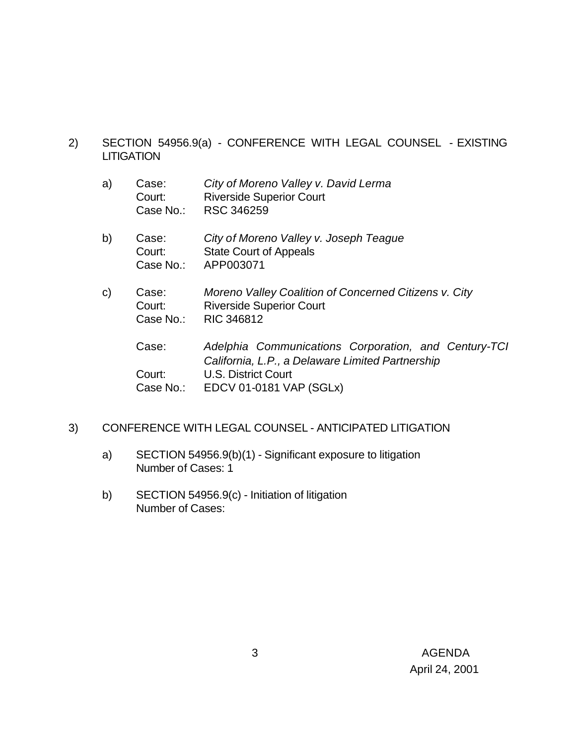2) SECTION 54956.9(a) - CONFERENCE WITH LEGAL COUNSEL - EXISTING LITIGATION

   a) Case: *City of Moreno Valley v. David Lerma*
      Court: Riverside Superior Court
      Case No.: RSC 346259

   b) Case: *City of Moreno Valley v. Joseph Teague*
      Court: State Court of Appeals
      Case No.: APP003071

   c) Case: *Moreno Valley Coalition of Concerned Citizens v. City*
      Court: Riverside Superior Court
      Case No.: RIC 346812

      Case: *Adelphia Communications Corporation, and Century-TCI California, L.P., a Delaware Limited Partnership*
      Court: U.S. District Court
      Case No.: EDCV 01-0181 VAP (SGLx)

3) CONFERENCE WITH LEGAL COUNSEL - ANTICIPATED LITIGATION

   a) SECTION 54956.9(b)(1) - Significant exposure to litigation
      Number of Cases: 1

   b) SECTION 54956.9(c) - Initiation of litigation
      Number of Cases:

AGENDA
April 24, 2001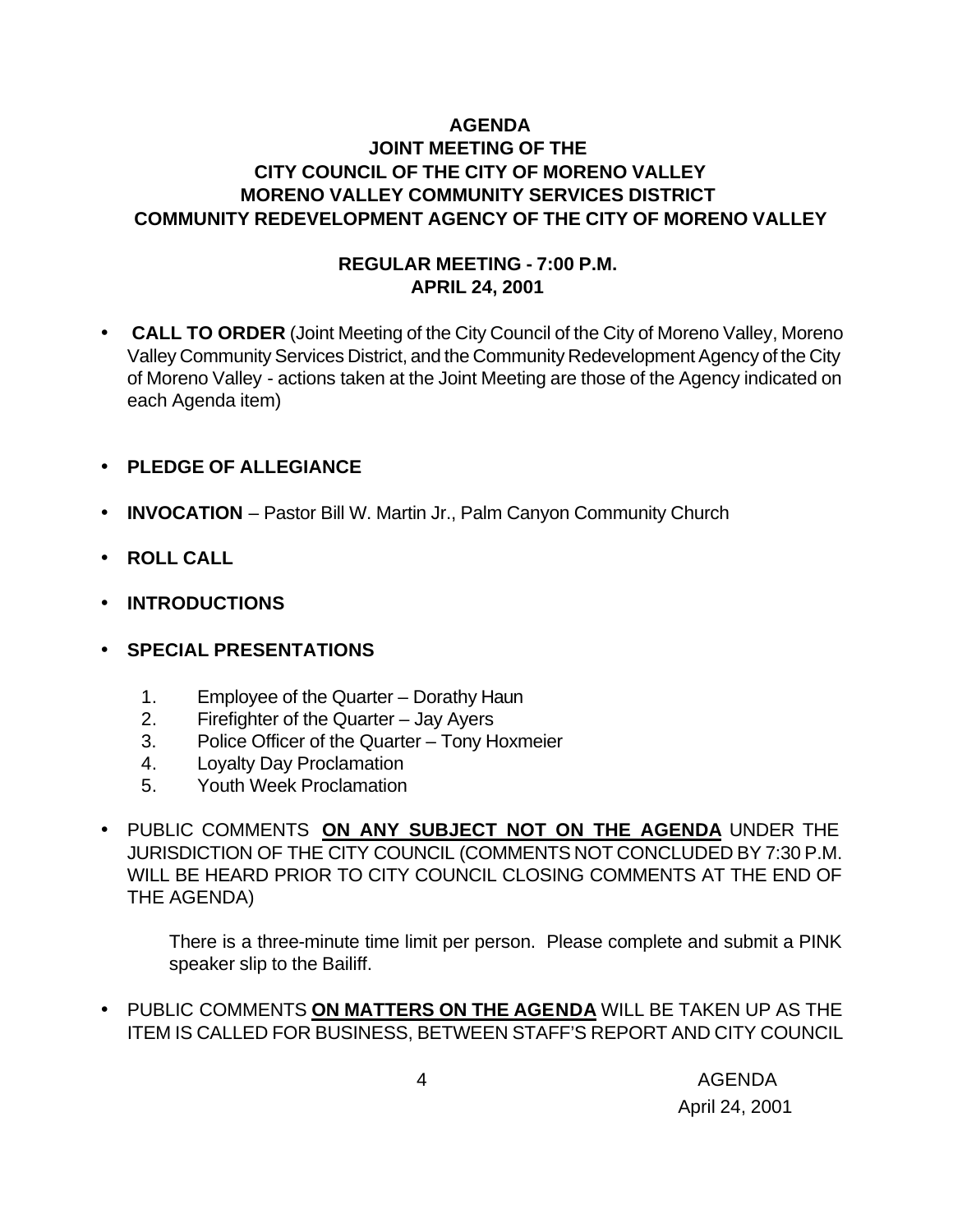**AGENDA**
**JOINT MEETING OF THE**
**CITY COUNCIL OF THE CITY OF MORENO VALLEY**
**MORENO VALLEY COMMUNITY SERVICES DISTRICT**
**COMMUNITY REDEVELOPMENT AGENCY OF THE CITY OF MORENO VALLEY**

**REGULAR MEETING - 7:00 P.M.**
**APRIL 24, 2001**

- **CALL TO ORDER** (Joint Meeting of the City Council of the City of Moreno Valley, Moreno Valley Community Services District, and the Community Redevelopment Agency of the City of Moreno Valley - actions taken at the Joint Meeting are those of the Agency indicated on each Agenda item)

- **PLEDGE OF ALLEGIANCE**

- **INVOCATION** – Pastor Bill W. Martin Jr., Palm Canyon Community Church

- **ROLL CALL**

- **INTRODUCTIONS**

- **SPECIAL PRESENTATIONS**

  1. Employee of the Quarter – Dorathy Haun
  2. Firefighter of the Quarter – Jay Ayers
  3. Police Officer of the Quarter – Tony Hoxmeier
  4. Loyalty Day Proclamation
  5. Youth Week Proclamation

- PUBLIC COMMENTS **ON ANY SUBJECT NOT ON THE AGENDA** UNDER THE JURISDICTION OF THE CITY COUNCIL (COMMENTS NOT CONCLUDED BY 7:30 P.M. WILL BE HEARD PRIOR TO CITY COUNCIL CLOSING COMMENTS AT THE END OF THE AGENDA)

  There is a three-minute time limit per person. Please complete and submit a PINK speaker slip to the Bailiff.

- PUBLIC COMMENTS **ON MATTERS ON THE AGENDA** WILL BE TAKEN UP AS THE ITEM IS CALLED FOR BUSINESS, BETWEEN STAFF'S REPORT AND CITY COUNCIL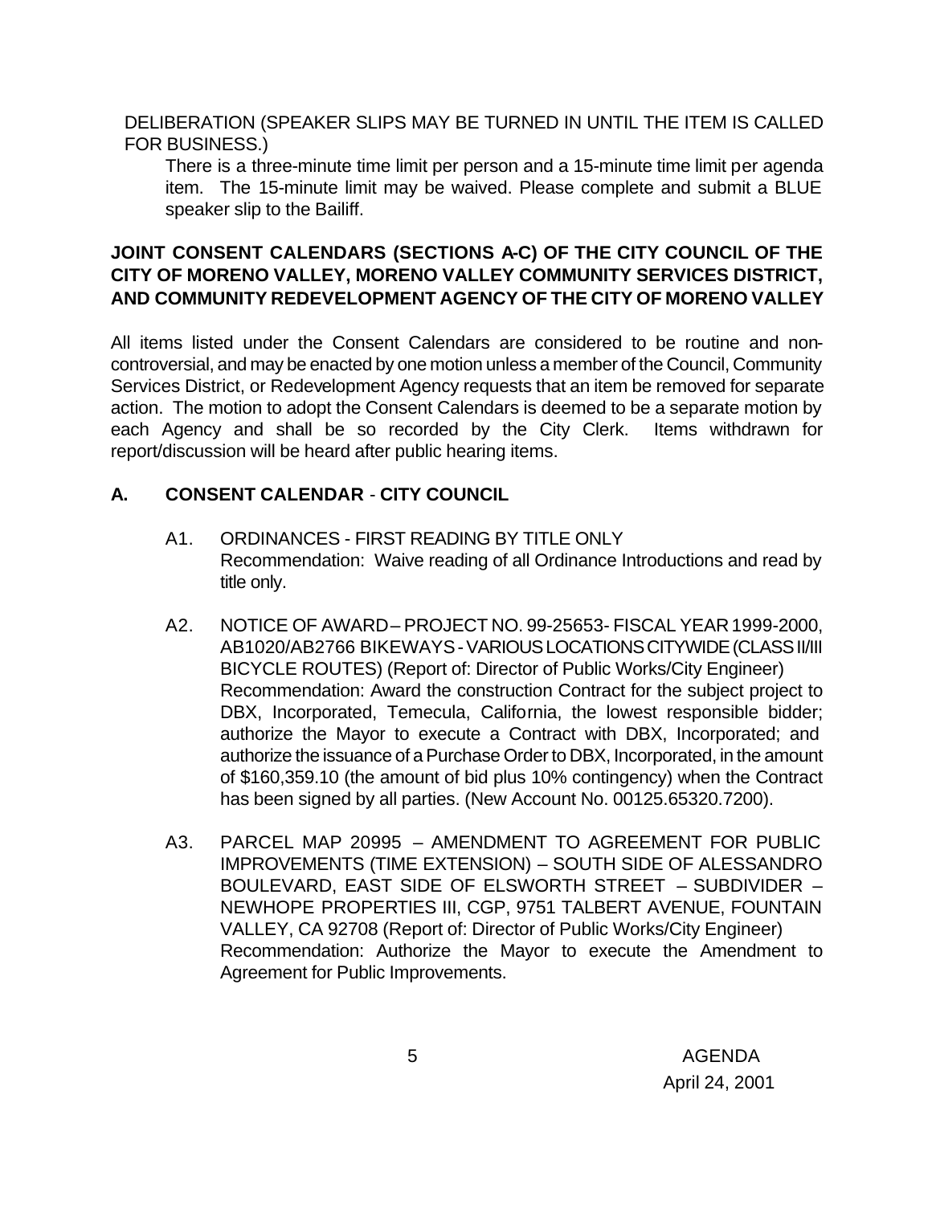DELIBERATION (SPEAKER SLIPS MAY BE TURNED IN UNTIL THE ITEM IS CALLED FOR BUSINESS.)

There is a three-minute time limit per person and a 15-minute time limit per agenda item. The 15-minute limit may be waived. Please complete and submit a BLUE speaker slip to the Bailiff.

**JOINT CONSENT CALENDARS (SECTIONS A-C) OF THE CITY COUNCIL OF THE CITY OF MORENO VALLEY, MORENO VALLEY COMMUNITY SERVICES DISTRICT, AND COMMUNITY REDEVELOPMENT AGENCY OF THE CITY OF MORENO VALLEY**

All items listed under the Consent Calendars are considered to be routine and non-controversial, and may be enacted by one motion unless a member of the Council, Community Services District, or Redevelopment Agency requests that an item be removed for separate action. The motion to adopt the Consent Calendars is deemed to be a separate motion by each Agency and shall be so recorded by the City Clerk. Items withdrawn for report/discussion will be heard after public hearing items.

## A. CONSENT CALENDAR - CITY COUNCIL

A1. ORDINANCES - FIRST READING BY TITLE ONLY
Recommendation: Waive reading of all Ordinance Introductions and read by title only.

A2. NOTICE OF AWARD – PROJECT NO. 99-25653- FISCAL YEAR 1999-2000, AB1020/AB2766 BIKEWAYS - VARIOUS LOCATIONS CITYWIDE (CLASS II/III BICYCLE ROUTES) (Report of: Director of Public Works/City Engineer)
Recommendation: Award the construction Contract for the subject project to DBX, Incorporated, Temecula, California, the lowest responsible bidder; authorize the Mayor to execute a Contract with DBX, Incorporated; and authorize the issuance of a Purchase Order to DBX, Incorporated, in the amount of $160,359.10 (the amount of bid plus 10% contingency) when the Contract has been signed by all parties. (New Account No. 00125.65320.7200).

A3. PARCEL MAP 20995 – AMENDMENT TO AGREEMENT FOR PUBLIC IMPROVEMENTS (TIME EXTENSION) – SOUTH SIDE OF ALESSANDRO BOULEVARD, EAST SIDE OF ELSWORTH STREET – SUBDIVIDER – NEWHOPE PROPERTIES III, CGP, 9751 TALBERT AVENUE, FOUNTAIN VALLEY, CA 92708 (Report of: Director of Public Works/City Engineer)
Recommendation: Authorize the Mayor to execute the Amendment to Agreement for Public Improvements.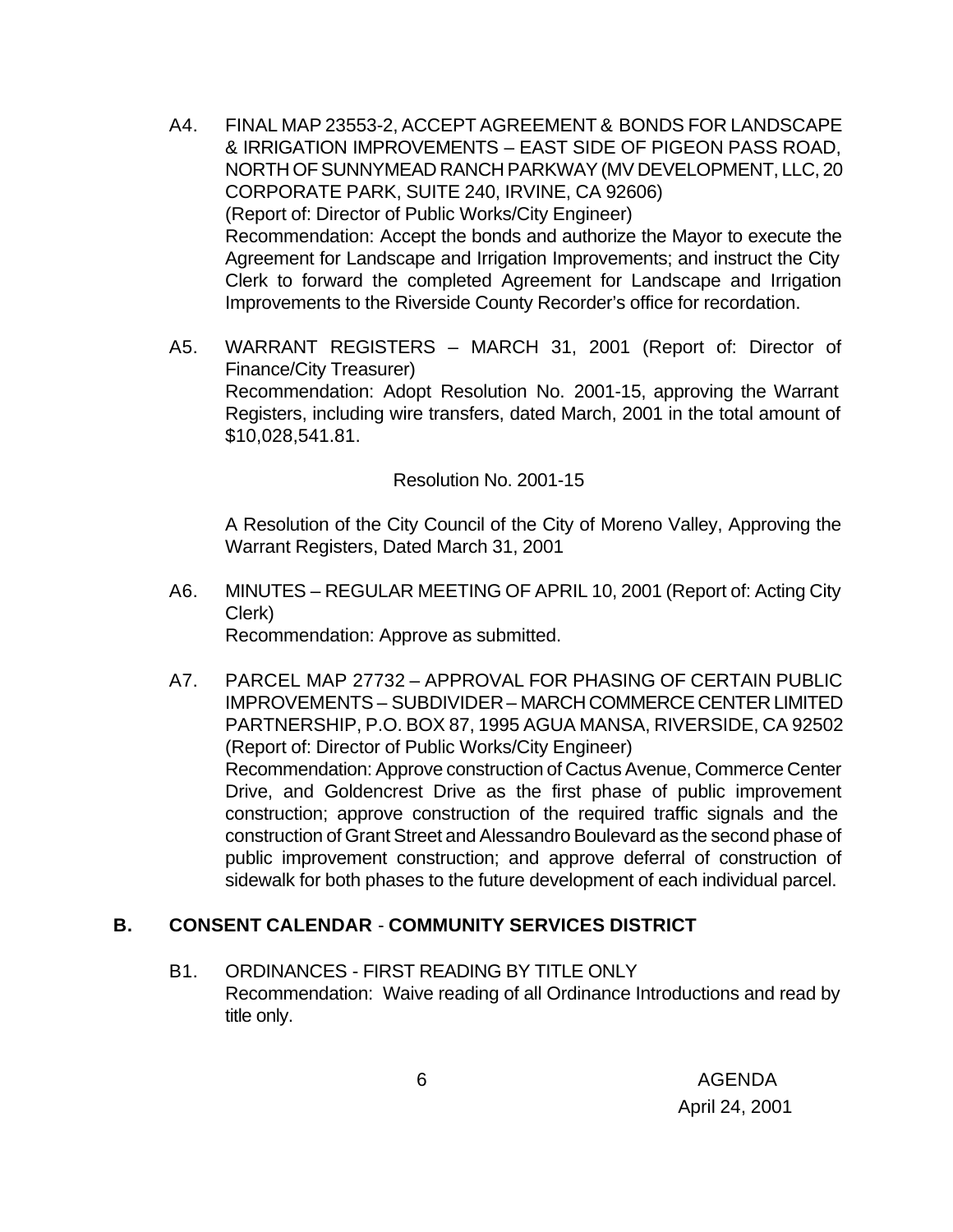A4. FINAL MAP 23553-2, ACCEPT AGREEMENT & BONDS FOR LANDSCAPE & IRRIGATION IMPROVEMENTS – EAST SIDE OF PIGEON PASS ROAD, NORTH OF SUNNYMEAD RANCH PARKWAY (MV DEVELOPMENT, LLC, 20 CORPORATE PARK, SUITE 240, IRVINE, CA 92606)
(Report of: Director of Public Works/City Engineer)
Recommendation: Accept the bonds and authorize the Mayor to execute the Agreement for Landscape and Irrigation Improvements; and instruct the City Clerk to forward the completed Agreement for Landscape and Irrigation Improvements to the Riverside County Recorder's office for recordation.

A5. WARRANT REGISTERS – MARCH 31, 2001 (Report of: Director of Finance/City Treasurer)
Recommendation: Adopt Resolution No. 2001-15, approving the Warrant Registers, including wire transfers, dated March, 2001 in the total amount of $10,028,541.81.

Resolution No. 2001-15

A Resolution of the City Council of the City of Moreno Valley, Approving the Warrant Registers, Dated March 31, 2001

A6. MINUTES – REGULAR MEETING OF APRIL 10, 2001 (Report of: Acting City Clerk)
Recommendation: Approve as submitted.

A7. PARCEL MAP 27732 – APPROVAL FOR PHASING OF CERTAIN PUBLIC IMPROVEMENTS – SUBDIVIDER – MARCH COMMERCE CENTER LIMITED PARTNERSHIP, P.O. BOX 87, 1995 AGUA MANSA, RIVERSIDE, CA 92502
(Report of: Director of Public Works/City Engineer)
Recommendation: Approve construction of Cactus Avenue, Commerce Center Drive, and Goldencrest Drive as the first phase of public improvement construction; approve construction of the required traffic signals and the construction of Grant Street and Alessandro Boulevard as the second phase of public improvement construction; and approve deferral of construction of sidewalk for both phases to the future development of each individual parcel.

## B. CONSENT CALENDAR - COMMUNITY SERVICES DISTRICT

B1. ORDINANCES - FIRST READING BY TITLE ONLY
Recommendation: Waive reading of all Ordinance Introductions and read by title only.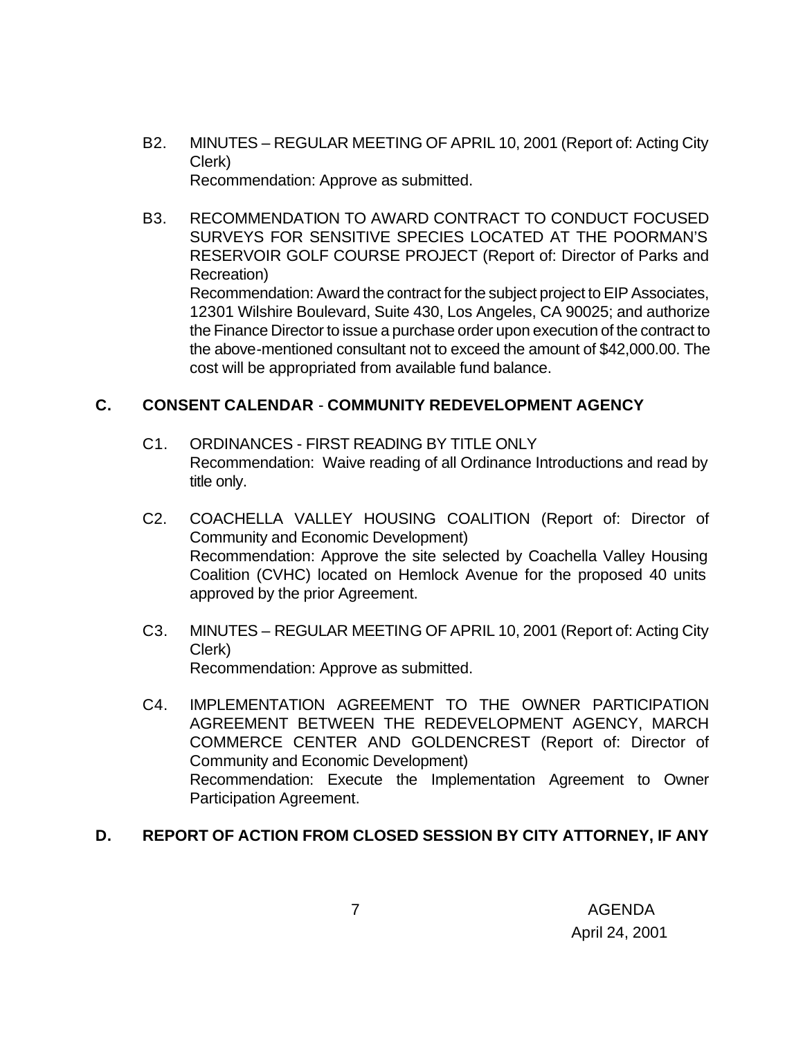B2. MINUTES – REGULAR MEETING OF APRIL 10, 2001 (Report of: Acting City Clerk)
Recommendation: Approve as submitted.

B3. RECOMMENDATION TO AWARD CONTRACT TO CONDUCT FOCUSED SURVEYS FOR SENSITIVE SPECIES LOCATED AT THE POORMAN'S RESERVOIR GOLF COURSE PROJECT (Report of: Director of Parks and Recreation)
Recommendation: Award the contract for the subject project to EIP Associates, 12301 Wilshire Boulevard, Suite 430, Los Angeles, CA 90025; and authorize the Finance Director to issue a purchase order upon execution of the contract to the above-mentioned consultant not to exceed the amount of $42,000.00. The cost will be appropriated from available fund balance.

## C. CONSENT CALENDAR - COMMUNITY REDEVELOPMENT AGENCY

C1. ORDINANCES - FIRST READING BY TITLE ONLY
Recommendation: Waive reading of all Ordinance Introductions and read by title only.

C2. COACHELLA VALLEY HOUSING COALITION (Report of: Director of Community and Economic Development)
Recommendation: Approve the site selected by Coachella Valley Housing Coalition (CVHC) located on Hemlock Avenue for the proposed 40 units approved by the prior Agreement.

C3. MINUTES – REGULAR MEETING OF APRIL 10, 2001 (Report of: Acting City Clerk)
Recommendation: Approve as submitted.

C4. IMPLEMENTATION AGREEMENT TO THE OWNER PARTICIPATION AGREEMENT BETWEEN THE REDEVELOPMENT AGENCY, MARCH COMMERCE CENTER AND GOLDENCREST (Report of: Director of Community and Economic Development)
Recommendation: Execute the Implementation Agreement to Owner Participation Agreement.

## D. REPORT OF ACTION FROM CLOSED SESSION BY CITY ATTORNEY, IF ANY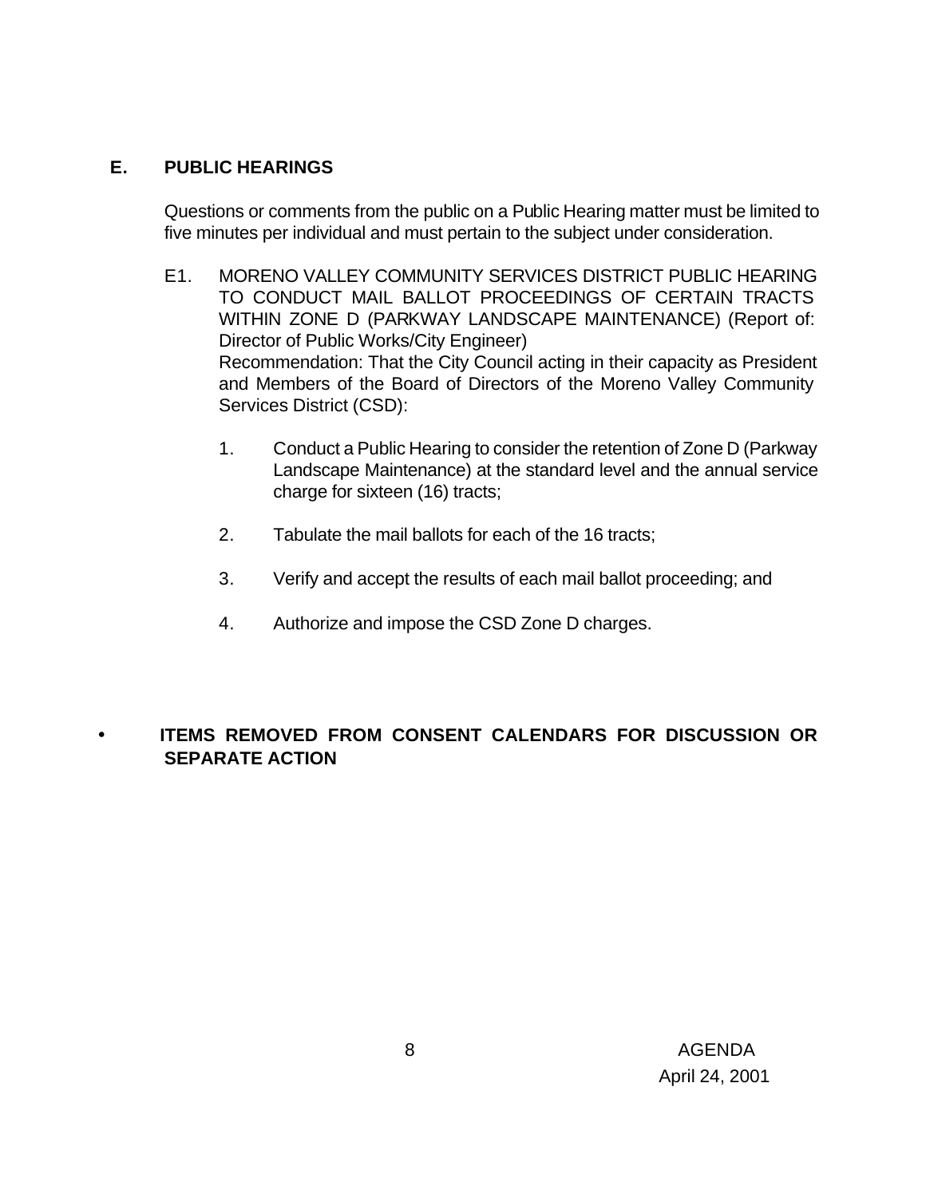## E. PUBLIC HEARINGS

Questions or comments from the public on a Public Hearing matter must be limited to five minutes per individual and must pertain to the subject under consideration.

E1. MORENO VALLEY COMMUNITY SERVICES DISTRICT PUBLIC HEARING TO CONDUCT MAIL BALLOT PROCEEDINGS OF CERTAIN TRACTS WITHIN ZONE D (PARKWAY LANDSCAPE MAINTENANCE) (Report of: Director of Public Works/City Engineer)
Recommendation: That the City Council acting in their capacity as President and Members of the Board of Directors of the Moreno Valley Community Services District (CSD):

1. Conduct a Public Hearing to consider the retention of Zone D (Parkway Landscape Maintenance) at the standard level and the annual service charge for sixteen (16) tracts;
2. Tabulate the mail ballots for each of the 16 tracts;
3. Verify and accept the results of each mail ballot proceeding; and
4. Authorize and impose the CSD Zone D charges.

- **ITEMS REMOVED FROM CONSENT CALENDARS FOR DISCUSSION OR SEPARATE ACTION**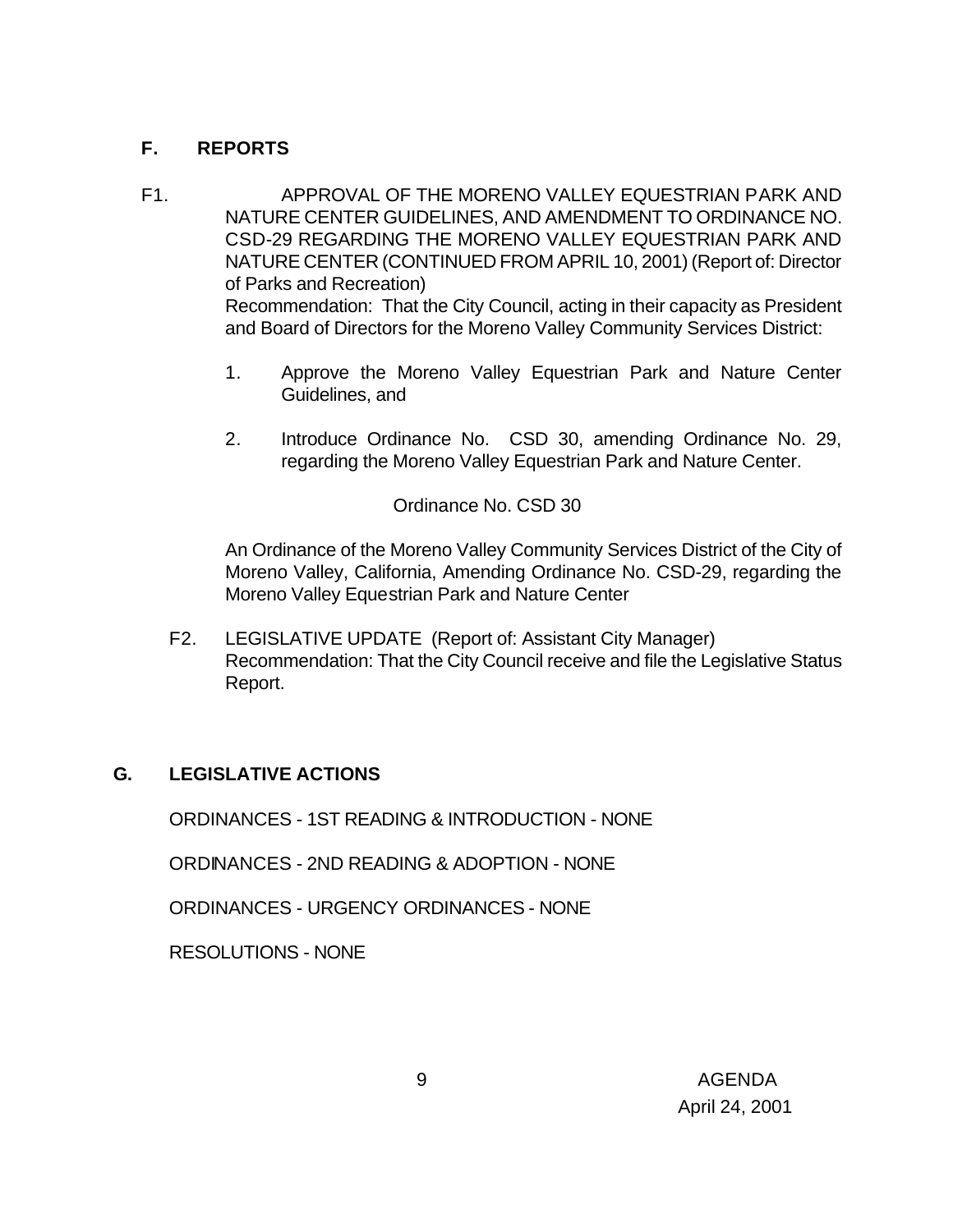## F. REPORTS

F1. APPROVAL OF THE MORENO VALLEY EQUESTRIAN PARK AND NATURE CENTER GUIDELINES, AND AMENDMENT TO ORDINANCE NO. CSD-29 REGARDING THE MORENO VALLEY EQUESTRIAN PARK AND NATURE CENTER (CONTINUED FROM APRIL 10, 2001) (Report of: Director of Parks and Recreation)

Recommendation: That the City Council, acting in their capacity as President and Board of Directors for the Moreno Valley Community Services District:

1. Approve the Moreno Valley Equestrian Park and Nature Center Guidelines, and
2. Introduce Ordinance No. CSD 30, amending Ordinance No. 29, regarding the Moreno Valley Equestrian Park and Nature Center.

Ordinance No. CSD 30

An Ordinance of the Moreno Valley Community Services District of the City of Moreno Valley, California, Amending Ordinance No. CSD-29, regarding the Moreno Valley Equestrian Park and Nature Center

F2. LEGISLATIVE UPDATE (Report of: Assistant City Manager)
Recommendation: That the City Council receive and file the Legislative Status Report.

## G. LEGISLATIVE ACTIONS

ORDINANCES - 1ST READING & INTRODUCTION - NONE

ORDINANCES - 2ND READING & ADOPTION - NONE

ORDINANCES - URGENCY ORDINANCES - NONE

RESOLUTIONS - NONE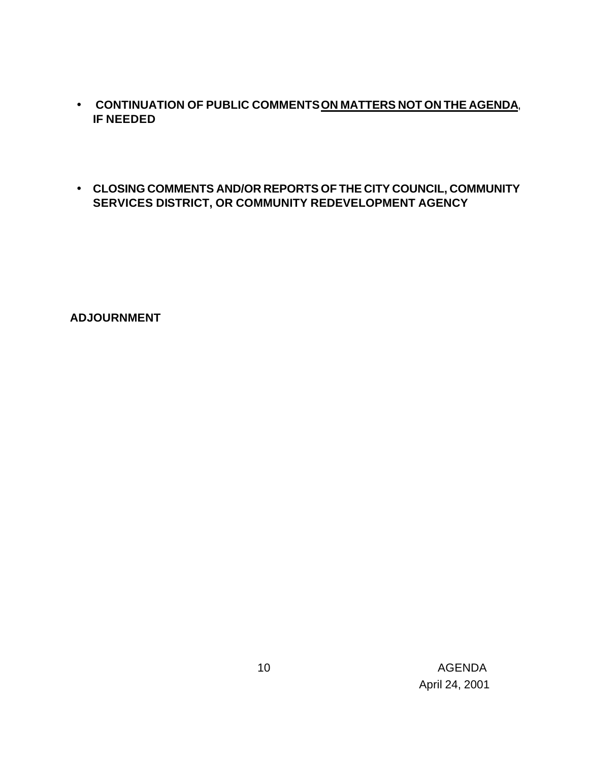- **CONTINUATION OF PUBLIC COMMENTS <u>ON MATTERS NOT ON THE AGENDA</u>, IF NEEDED**

- **CLOSING COMMENTS AND/OR REPORTS OF THE CITY COUNCIL, COMMUNITY SERVICES DISTRICT, OR COMMUNITY REDEVELOPMENT AGENCY**

**ADJOURNMENT**